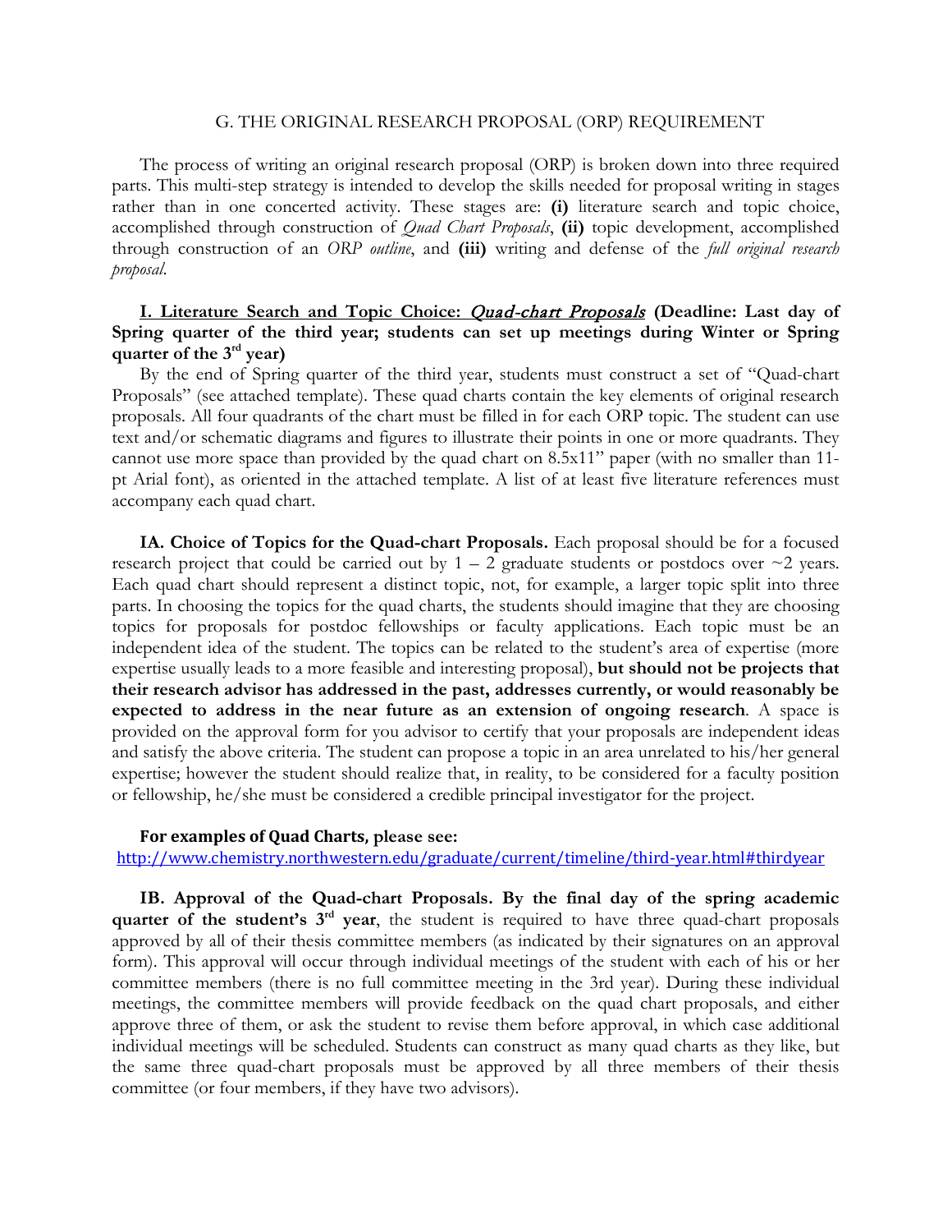## G. THE ORIGINAL RESEARCH PROPOSAL (ORP) REQUIREMENT

The process of writing an original research proposal (ORP) is broken down into three required parts. This multi-step strategy is intended to develop the skills needed for proposal writing in stages rather than in one concerted activity. These stages are: **(i)** literature search and topic choice, accomplished through construction of *Quad Chart Proposals*, **(ii)** topic development, accomplished through construction of an *ORP outline*, and **(iii)** writing and defense of the *full original research proposal*.

### I. Literature Search and Topic Choice: *Quad-chart Proposals* (Deadline: Last day of Spring quarter of the third year; students can set up meetings during Winter or Spring quarter of the 3rd year)

By the end of Spring quarter of the third year, students must construct a set of "Quad-chart Proposals" (see attached template). These quad charts contain the key elements of original research proposals. All four quadrants of the chart must be filled in for each ORP topic. The student can use text and/or schematic diagrams and figures to illustrate their points in one or more quadrants. They cannot use more space than provided by the quad chart on 8.5x11" paper (with no smaller than 11-pt Arial font), as oriented in the attached template. A list of at least five literature references must accompany each quad chart.

**IA. Choice of Topics for the Quad-chart Proposals.** Each proposal should be for a focused research project that could be carried out by 1 – 2 graduate students or postdocs over ~2 years. Each quad chart should represent a distinct topic, not, for example, a larger topic split into three parts. In choosing the topics for the quad charts, the students should imagine that they are choosing topics for proposals for postdoc fellowships or faculty applications. Each topic must be an independent idea of the student. The topics can be related to the student's area of expertise (more expertise usually leads to a more feasible and interesting proposal), **but should not be projects that their research advisor has addressed in the past, addresses currently, or would reasonably be expected to address in the near future as an extension of ongoing research**. A space is provided on the approval form for you advisor to certify that your proposals are independent ideas and satisfy the above criteria. The student can propose a topic in an area unrelated to his/her general expertise; however the student should realize that, in reality, to be considered for a faculty position or fellowship, he/she must be considered a credible principal investigator for the project.

**For examples of Quad Charts, please see:**
http://www.chemistry.northwestern.edu/graduate/current/timeline/third-year.html#thirdyear

**IB. Approval of the Quad-chart Proposals. By the final day of the spring academic quarter of the student's 3rd year**, the student is required to have three quad-chart proposals approved by all of their thesis committee members (as indicated by their signatures on an approval form). This approval will occur through individual meetings of the student with each of his or her committee members (there is no full committee meeting in the 3rd year). During these individual meetings, the committee members will provide feedback on the quad chart proposals, and either approve three of them, or ask the student to revise them before approval, in which case additional individual meetings will be scheduled. Students can construct as many quad charts as they like, but the same three quad-chart proposals must be approved by all three members of their thesis committee (or four members, if they have two advisors).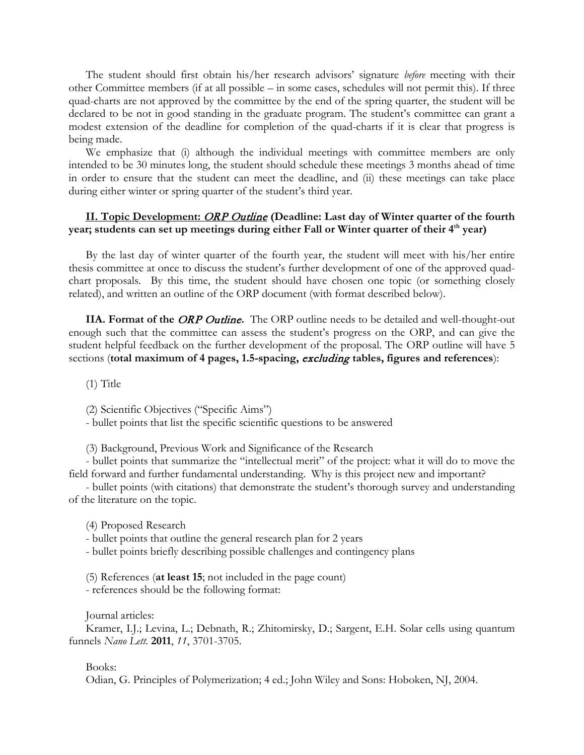The student should first obtain his/her research advisors' signature *before* meeting with their other Committee members (if at all possible – in some cases, schedules will not permit this). If three quad-charts are not approved by the committee by the end of the spring quarter, the student will be declared to be not in good standing in the graduate program. The student's committee can grant a modest extension of the deadline for completion of the quad-charts if it is clear that progress is being made.

We emphasize that (i) although the individual meetings with committee members are only intended to be 30 minutes long, the student should schedule these meetings 3 months ahead of time in order to ensure that the student can meet the deadline, and (ii) these meetings can take place during either winter or spring quarter of the student's third year.

## **II. Topic Development: *ORP Outline* (Deadline: Last day of Winter quarter of the fourth year; students can set up meetings during either Fall or Winter quarter of their 4th year)**

By the last day of winter quarter of the fourth year, the student will meet with his/her entire thesis committee at once to discuss the student's further development of one of the approved quad-chart proposals. By this time, the student should have chosen one topic (or something closely related), and written an outline of the ORP document (with format described below).

**IIA. Format of the *ORP Outline*.** The ORP outline needs to be detailed and well-thought-out enough such that the committee can assess the student's progress on the ORP, and can give the student helpful feedback on the further development of the proposal. The ORP outline will have 5 sections (**total maximum of 4 pages, 1.5-spacing, *excluding* tables, figures and references**):

(1) Title

(2) Scientific Objectives ("Specific Aims")
- bullet points that list the specific scientific questions to be answered

(3) Background, Previous Work and Significance of the Research
- bullet points that summarize the "intellectual merit" of the project: what it will do to move the field forward and further fundamental understanding. Why is this project new and important?
- bullet points (with citations) that demonstrate the student's thorough survey and understanding of the literature on the topic.

(4) Proposed Research
- bullet points that outline the general research plan for 2 years
- bullet points briefly describing possible challenges and contingency plans

(5) References (**at least 15**; not included in the page count)
- references should be the following format:

Journal articles:
Kramer, I.J.; Levina, L.; Debnath, R.; Zhitomirsky, D.; Sargent, E.H. Solar cells using quantum funnels *Nano Lett.* **2011**, *11*, 3701-3705.

Books:
Odian, G. Principles of Polymerization; 4 ed.; John Wiley and Sons: Hoboken, NJ, 2004.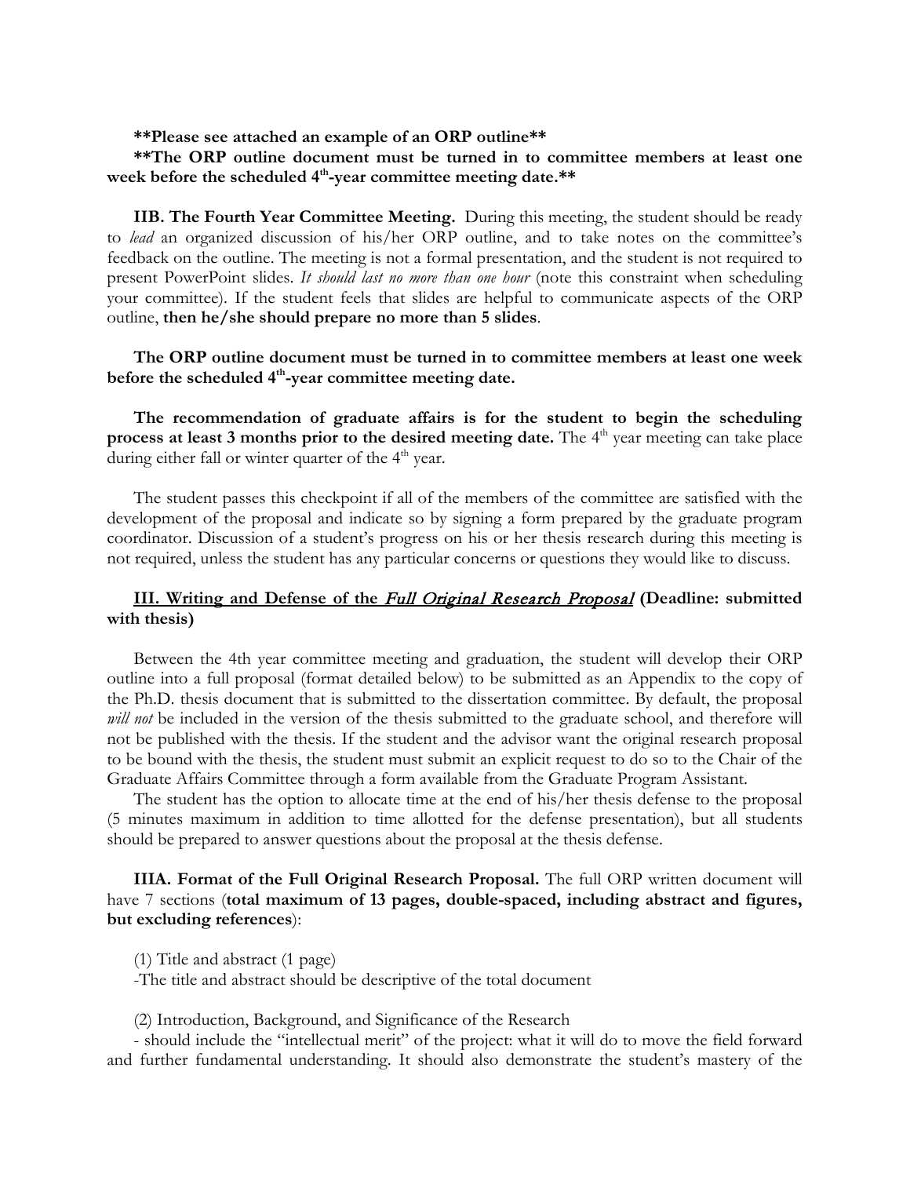**\*\*Please see attached an example of an ORP outline\*\***

**\*\*The ORP outline document must be turned in to committee members at least one week before the scheduled 4th-year committee meeting date.\*\***

**IIB. The Fourth Year Committee Meeting.** During this meeting, the student should be ready to *lead* an organized discussion of his/her ORP outline, and to take notes on the committee's feedback on the outline. The meeting is not a formal presentation, and the student is not required to present PowerPoint slides. *It should last no more than one hour* (note this constraint when scheduling your committee). If the student feels that slides are helpful to communicate aspects of the ORP outline, **then he/she should prepare no more than 5 slides**.

**The ORP outline document must be turned in to committee members at least one week before the scheduled 4th-year committee meeting date.**

**The recommendation of graduate affairs is for the student to begin the scheduling process at least 3 months prior to the desired meeting date.** The 4th year meeting can take place during either fall or winter quarter of the 4th year.

The student passes this checkpoint if all of the members of the committee are satisfied with the development of the proposal and indicate so by signing a form prepared by the graduate program coordinator. Discussion of a student's progress on his or her thesis research during this meeting is not required, unless the student has any particular concerns or questions they would like to discuss.

## III. Writing and Defense of the *Full Original Research Proposal* (Deadline: submitted with thesis)

Between the 4th year committee meeting and graduation, the student will develop their ORP outline into a full proposal (format detailed below) to be submitted as an Appendix to the copy of the Ph.D. thesis document that is submitted to the dissertation committee. By default, the proposal *will not* be included in the version of the thesis submitted to the graduate school, and therefore will not be published with the thesis. If the student and the advisor want the original research proposal to be bound with the thesis, the student must submit an explicit request to do so to the Chair of the Graduate Affairs Committee through a form available from the Graduate Program Assistant.

The student has the option to allocate time at the end of his/her thesis defense to the proposal (5 minutes maximum in addition to time allotted for the defense presentation), but all students should be prepared to answer questions about the proposal at the thesis defense.

**IIIA. Format of the Full Original Research Proposal.** The full ORP written document will have 7 sections (**total maximum of 13 pages, double-spaced, including abstract and figures, but excluding references**):

(1) Title and abstract (1 page)

-The title and abstract should be descriptive of the total document

(2) Introduction, Background, and Significance of the Research

- should include the "intellectual merit" of the project: what it will do to move the field forward and further fundamental understanding. It should also demonstrate the student's mastery of the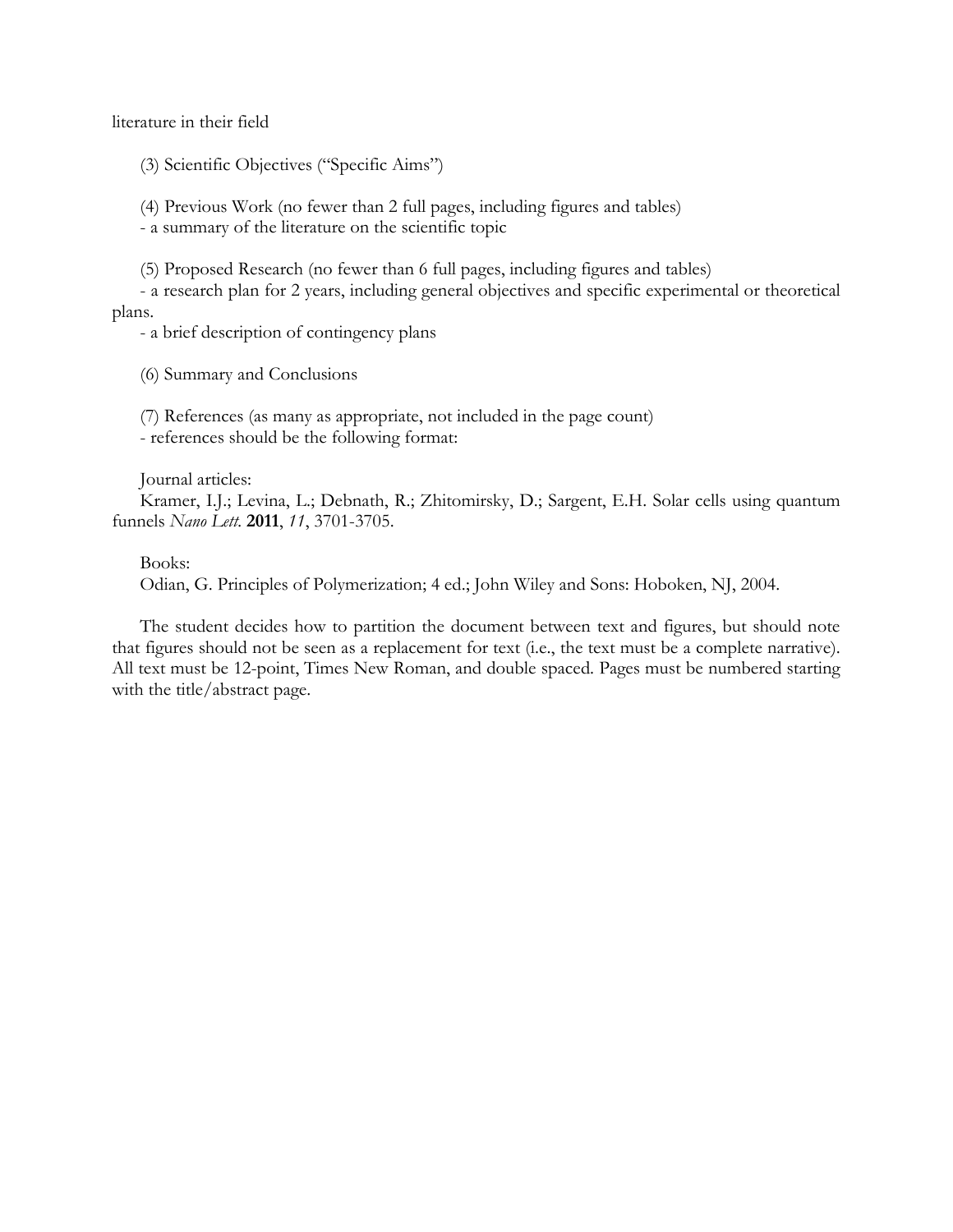literature in their field

(3) Scientific Objectives ("Specific Aims")

(4) Previous Work (no fewer than 2 full pages, including figures and tables)
- a summary of the literature on the scientific topic

(5) Proposed Research (no fewer than 6 full pages, including figures and tables)
- a research plan for 2 years, including general objectives and specific experimental or theoretical plans.
- a brief description of contingency plans

(6) Summary and Conclusions

(7) References (as many as appropriate, not included in the page count)
- references should be the following format:

Journal articles:
Kramer, I.J.; Levina, L.; Debnath, R.; Zhitomirsky, D.; Sargent, E.H. Solar cells using quantum funnels *Nano Lett.* **2011**, *11*, 3701-3705.

Books:
Odian, G. Principles of Polymerization; 4 ed.; John Wiley and Sons: Hoboken, NJ, 2004.

The student decides how to partition the document between text and figures, but should note that figures should not be seen as a replacement for text (i.e., the text must be a complete narrative). All text must be 12-point, Times New Roman, and double spaced. Pages must be numbered starting with the title/abstract page.